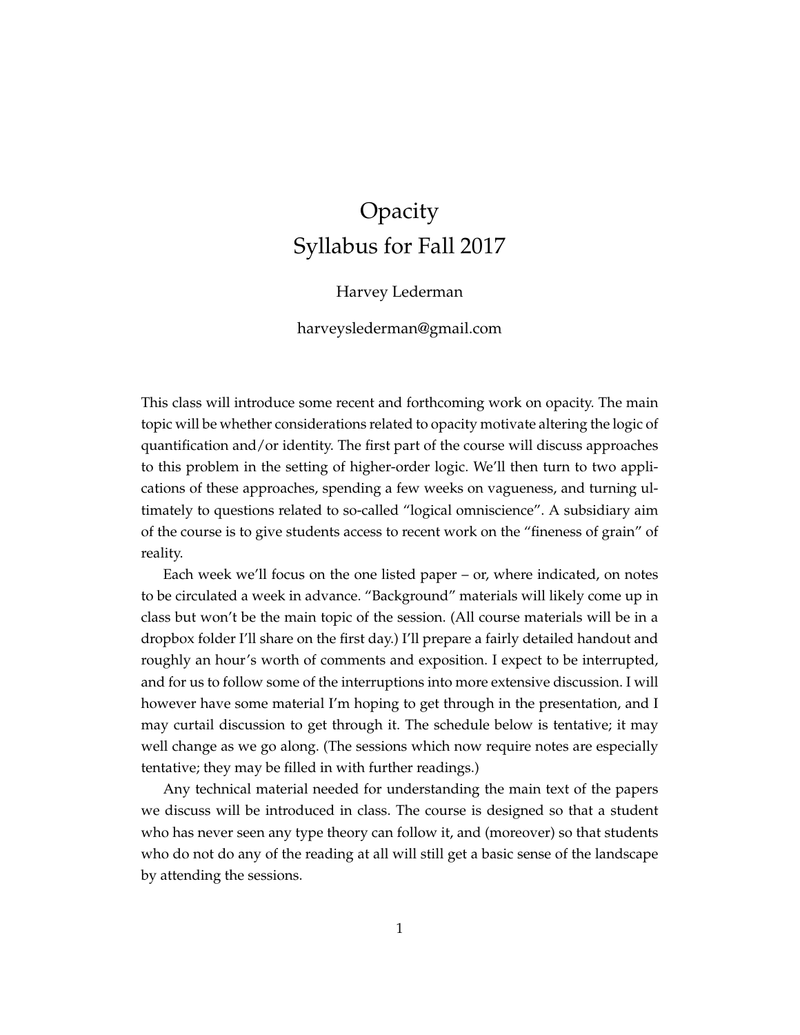# Opacity
## Syllabus for Fall 2017

Harvey Lederman

harveyslederman@gmail.com

This class will introduce some recent and forthcoming work on opacity. The main topic will be whether considerations related to opacity motivate altering the logic of quantification and/or identity. The first part of the course will discuss approaches to this problem in the setting of higher-order logic. We'll then turn to two applications of these approaches, spending a few weeks on vagueness, and turning ultimately to questions related to so-called "logical omniscience". A subsidiary aim of the course is to give students access to recent work on the "fineness of grain" of reality.

Each week we'll focus on the one listed paper – or, where indicated, on notes to be circulated a week in advance. "Background" materials will likely come up in class but won't be the main topic of the session. (All course materials will be in a dropbox folder I'll share on the first day.) I'll prepare a fairly detailed handout and roughly an hour's worth of comments and exposition. I expect to be interrupted, and for us to follow some of the interruptions into more extensive discussion. I will however have some material I'm hoping to get through in the presentation, and I may curtail discussion to get through it. The schedule below is tentative; it may well change as we go along. (The sessions which now require notes are especially tentative; they may be filled in with further readings.)

Any technical material needed for understanding the main text of the papers we discuss will be introduced in class. The course is designed so that a student who has never seen any type theory can follow it, and (moreover) so that students who do not do any of the reading at all will still get a basic sense of the landscape by attending the sessions.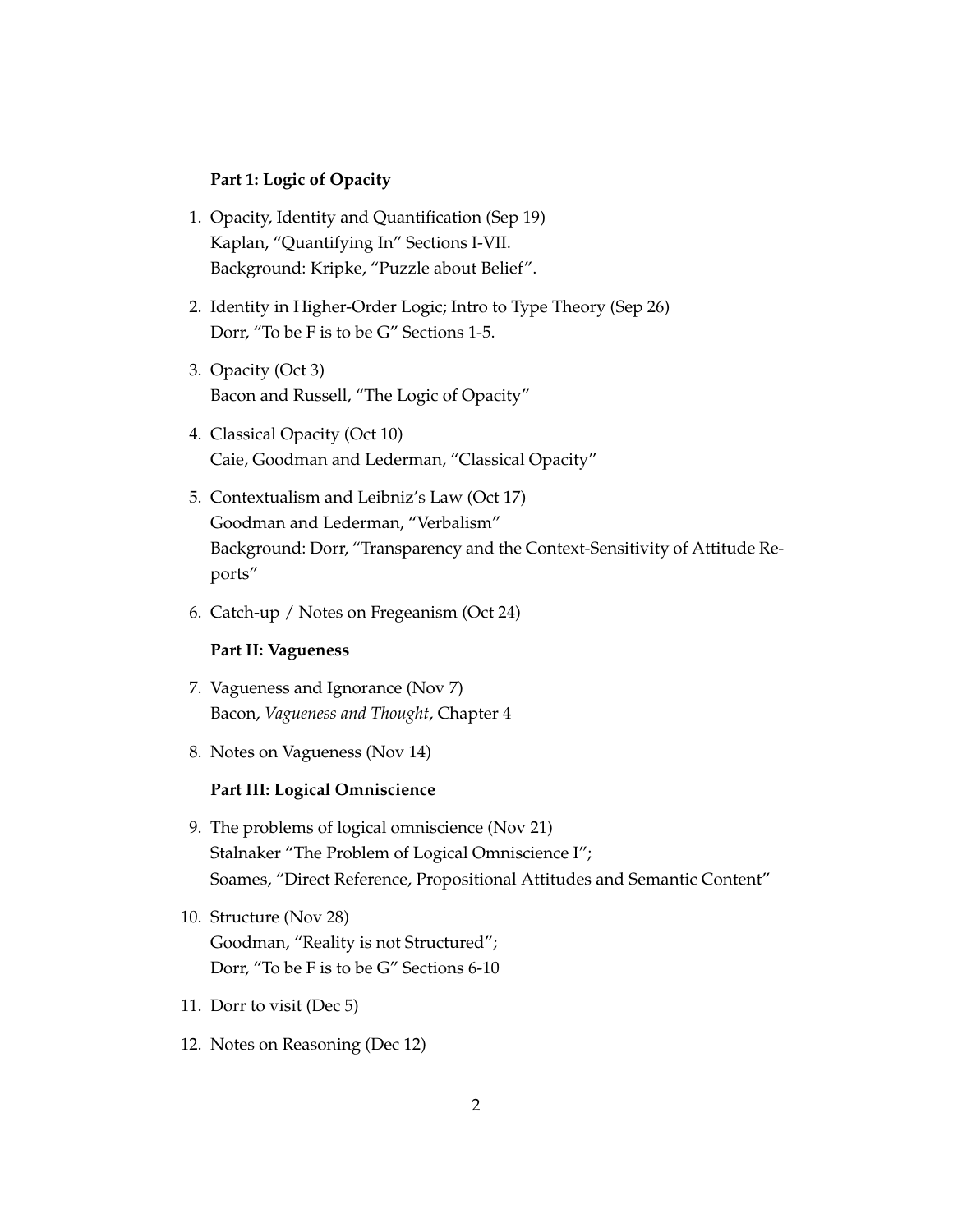**Part 1: Logic of Opacity**

1. Opacity, Identity and Quantification (Sep 19)
   Kaplan, "Quantifying In" Sections I-VII.
   Background: Kripke, "Puzzle about Belief".

2. Identity in Higher-Order Logic; Intro to Type Theory (Sep 26)
   Dorr, "To be F is to be G" Sections 1-5.

3. Opacity (Oct 3)
   Bacon and Russell, "The Logic of Opacity"

4. Classical Opacity (Oct 10)
   Caie, Goodman and Lederman, "Classical Opacity"

5. Contextualism and Leibniz's Law (Oct 17)
   Goodman and Lederman, "Verbalism"
   Background: Dorr, "Transparency and the Context-Sensitivity of Attitude Reports"

6. Catch-up / Notes on Fregeanism (Oct 24)

**Part II: Vagueness**

7. Vagueness and Ignorance (Nov 7)
   Bacon, *Vagueness and Thought*, Chapter 4

8. Notes on Vagueness (Nov 14)

**Part III: Logical Omniscience**

9. The problems of logical omniscience (Nov 21)
   Stalnaker "The Problem of Logical Omniscience I";
   Soames, "Direct Reference, Propositional Attitudes and Semantic Content"

10. Structure (Nov 28)
    Goodman, "Reality is not Structured";
    Dorr, "To be F is to be G" Sections 6-10

11. Dorr to visit (Dec 5)

12. Notes on Reasoning (Dec 12)